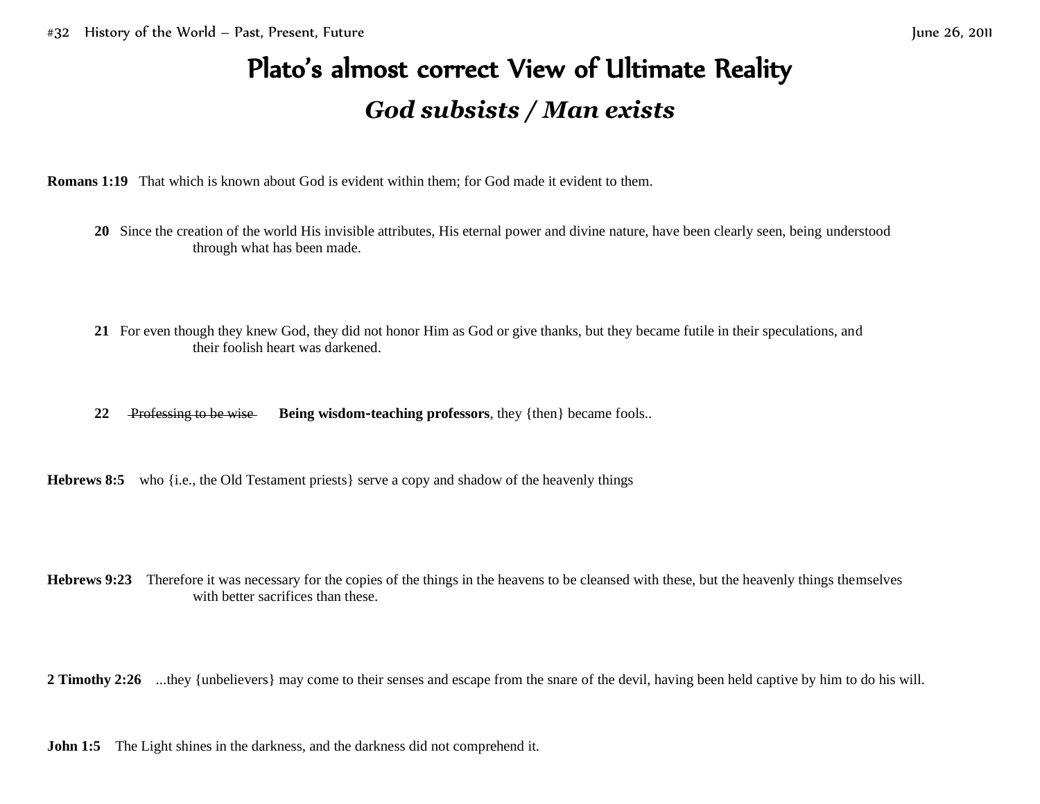# Plato's almost correct View of Ultimate Reality

## *God subsists / Man exists*

**Romans 1:19** That which is known about God is evident within them; for God made it evident to them.

**20** Since the creation of the world His invisible attributes, His eternal power and divine nature, have been clearly seen, being understood through what has been made.

**21** For even though they knew God, they did not honor Him as God or give thanks, but they became futile in their speculations, and their foolish heart was darkened.

**22** ~~Professing to be wise~~ **Being wisdom-teaching professors**, they {then} became fools..

**Hebrews 8:5** who {i.e., the Old Testament priests} serve a copy and shadow of the heavenly things

**Hebrews 9:23** Therefore it was necessary for the copies of the things in the heavens to be cleansed with these, but the heavenly things themselves with better sacrifices than these.

**2 Timothy 2:26** ...they {unbelievers} may come to their senses and escape from the snare of the devil, having been held captive by him to do his will.

**John 1:5** The Light shines in the darkness, and the darkness did not comprehend it.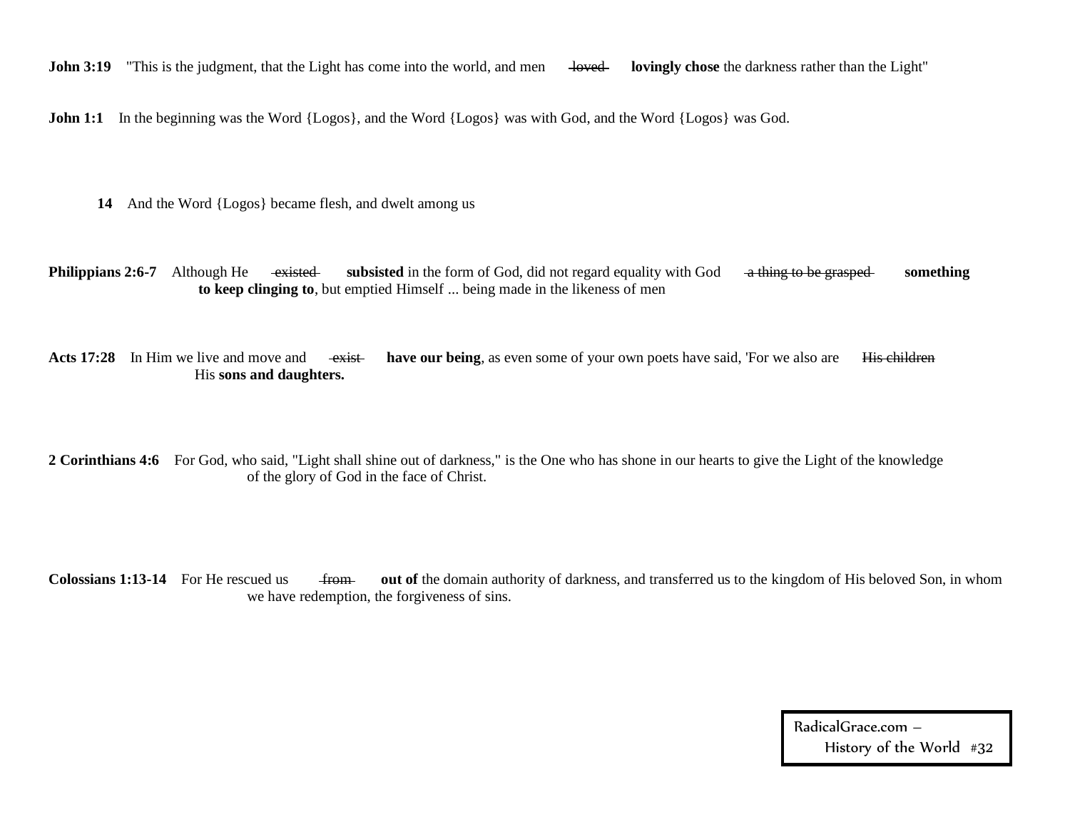**John 3:19** "This is the judgment, that the Light has come into the world, and men ~~loved~~ **lovingly chose** the darkness rather than the Light"

**John 1:1** In the beginning was the Word {Logos}, and the Word {Logos} was with God, and the Word {Logos} was God.

**14** And the Word {Logos} became flesh, and dwelt among us

**Philippians 2:6-7** Although He ~~existed~~ **subsisted** in the form of God, did not regard equality with God ~~a thing to be grasped~~ **something to keep clinging to**, but emptied Himself ... being made in the likeness of men

**Acts 17:28** In Him we live and move and ~~exist~~ **have our being**, as even some of your own poets have said, 'For we also are ~~His children~~ His **sons and daughters.**

**2 Corinthians 4:6** For God, who said, "Light shall shine out of darkness," is the One who has shone in our hearts to give the Light of the knowledge of the glory of God in the face of Christ.

**Colossians 1:13-14** For He rescued us ~~from~~ **out of** the domain authority of darkness, and transferred us to the kingdom of His beloved Son, in whom we have redemption, the forgiveness of sins.

RadicalGrace.com –
History of the World #32